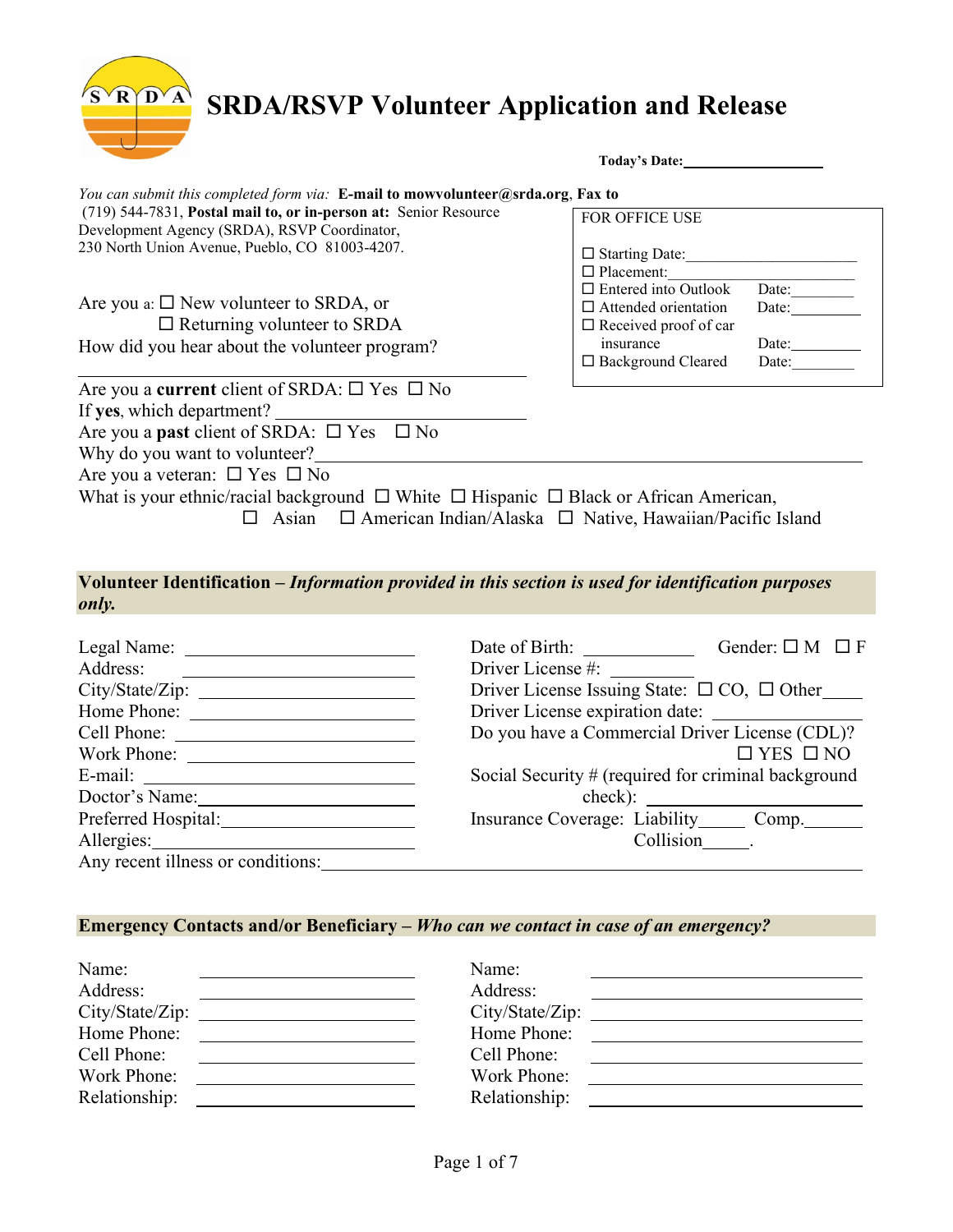# SRDA/RSVP Volunteer Application and Release

**Today's Date:**\_\_\_\_\_\_\_\_\_\_\_\_\_\_\_\_\_\_

*You can submit this completed form via:* **E-mail to mowvolunteer@srda.org**, **Fax to** (719) 544-7831, **Postal mail to, or in-person at:** Senior Resource Development Agency (SRDA), RSVP Coordinator, 230 North Union Avenue, Pueblo, CO 81003-4207.

**FOR OFFICE USE**

- ☐ Starting Date:\_\_\_\_\_\_\_\_\_\_\_\_\_\_\_\_\_\_\_\_
- ☐ Placement:\_\_\_\_\_\_\_\_\_\_\_\_\_\_\_\_\_\_\_\_
- ☐ Entered into Outlook Date:\_\_\_\_\_\_\_\_
- ☐ Attended orientation Date:\_\_\_\_\_\_\_\_
- ☐ Received proof of car insurance Date:\_\_\_\_\_\_\_\_
- ☐ Background Cleared Date:\_\_\_\_\_\_\_\_

Are you a: ☐ New volunteer to SRDA, or ☐ Returning volunteer to SRDA

How did you hear about the volunteer program?
\_\_\_\_\_\_\_\_\_\_\_\_\_\_\_\_\_\_\_\_\_\_\_\_\_\_\_\_\_\_\_\_\_\_\_\_\_\_\_\_

Are you a **current** client of SRDA: ☐ Yes ☐ No

If **yes**, which department? \_\_\_\_\_\_\_\_\_\_\_\_\_\_\_\_\_\_\_\_\_\_\_\_

Are you a **past** client of SRDA: ☐ Yes ☐ No

Why do you want to volunteer?\_\_\_\_\_\_\_\_\_\_\_\_\_\_\_\_\_\_\_\_\_\_\_\_\_\_\_\_\_\_\_\_\_\_\_\_\_\_\_\_

Are you a veteran: ☐ Yes ☐ No

What is your ethnic/racial background ☐ White ☐ Hispanic ☐ Black or African American, ☐ Asian ☐ American Indian/Alaska ☐ Native, Hawaiian/Pacific Island

## Volunteer Identification – *Information provided in this section is used for identification purposes only.*

Legal Name: \_\_\_\_\_\_\_\_\_\_\_\_\_\_\_\_\_\_\_\_\_\_\_\_

Address: \_\_\_\_\_\_\_\_\_\_\_\_\_\_\_\_\_\_\_\_\_\_\_\_

City/State/Zip: \_\_\_\_\_\_\_\_\_\_\_\_\_\_\_\_\_\_\_\_\_\_\_\_

Home Phone: \_\_\_\_\_\_\_\_\_\_\_\_\_\_\_\_\_\_\_\_\_\_\_\_

Cell Phone: \_\_\_\_\_\_\_\_\_\_\_\_\_\_\_\_\_\_\_\_\_\_\_\_

Work Phone: \_\_\_\_\_\_\_\_\_\_\_\_\_\_\_\_\_\_\_\_\_\_\_\_

E-mail: \_\_\_\_\_\_\_\_\_\_\_\_\_\_\_\_\_\_\_\_\_\_\_\_

Doctor's Name:\_\_\_\_\_\_\_\_\_\_\_\_\_\_\_\_\_\_\_\_\_\_\_\_

Preferred Hospital:\_\_\_\_\_\_\_\_\_\_\_\_\_\_\_\_\_\_\_\_\_\_\_\_

Allergies:\_\_\_\_\_\_\_\_\_\_\_\_\_\_\_\_\_\_\_\_\_\_\_\_

Date of Birth: \_\_\_\_\_\_\_\_\_\_\_\_ Gender: ☐ M ☐ F

Driver License #: \_\_\_\_\_\_\_\_\_\_\_\_

Driver License Issuing State: ☐ CO, ☐ Other\_\_\_\_\_

Driver License expiration date: \_\_\_\_\_\_\_\_\_\_\_\_

Do you have a Commercial Driver License (CDL)? ☐ YES ☐ NO

Social Security # (required for criminal background check): \_\_\_\_\_\_\_\_\_\_\_\_\_\_\_\_

Insurance Coverage: Liability\_\_\_\_\_ Comp.\_\_\_\_\_\_ Collision\_\_\_\_\_.

Any recent illness or conditions:\_\_\_\_\_\_\_\_\_\_\_\_\_\_\_\_\_\_\_\_\_\_\_\_\_\_\_\_\_\_\_\_\_\_\_\_\_\_\_\_

## Emergency Contacts and/or Beneficiary – *Who can we contact in case of an emergency?*

| | Contact 1 | Contact 2 |
|---|---|---|
| Name: | | |
| Address: | | |
| City/State/Zip: | | |
| Home Phone: | | |
| Cell Phone: | | |
| Work Phone: | | |
| Relationship: | | |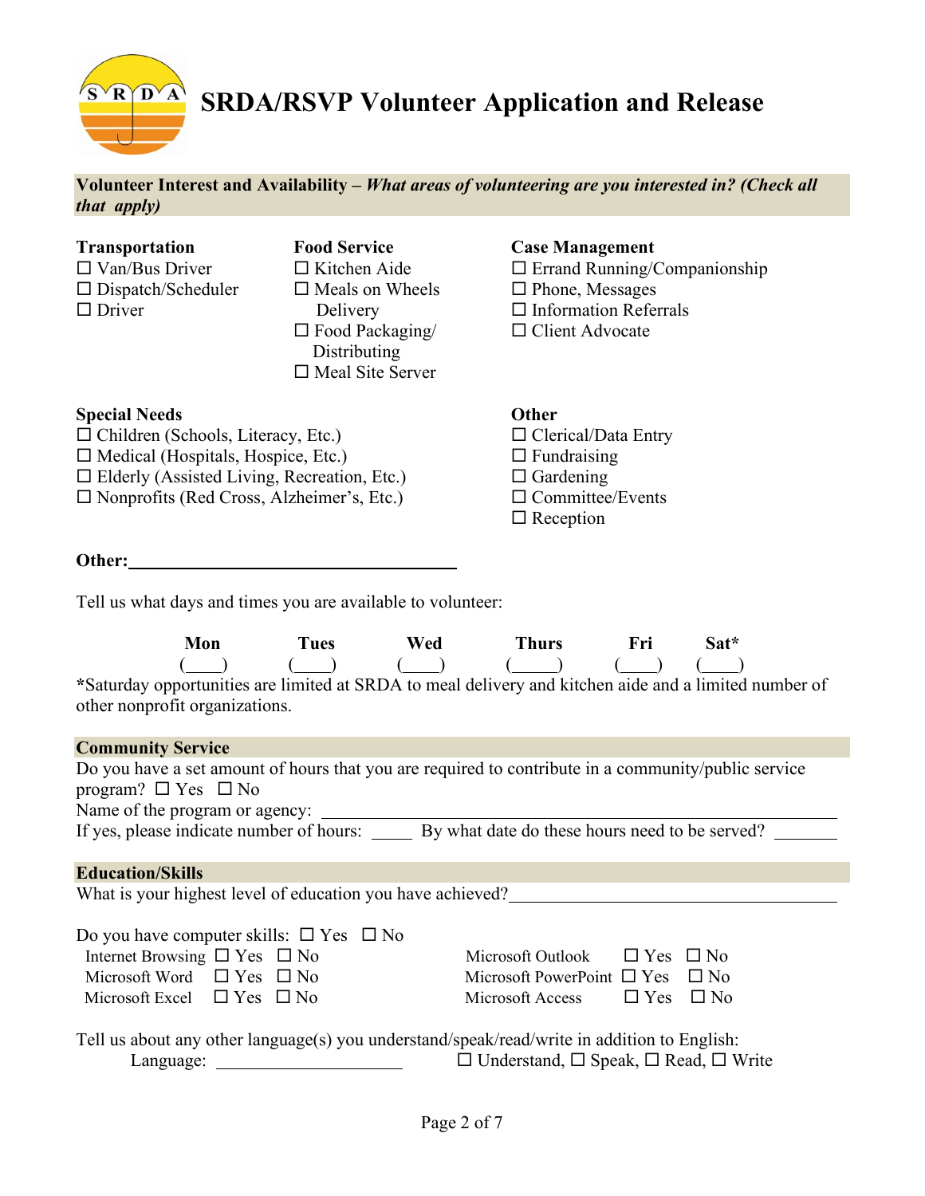# SRDA/RSVP Volunteer Application and Release

**Volunteer Interest and Availability –** ***What areas of volunteering are you interested in? (Check all that apply)***

**Transportation**
- ☐ Van/Bus Driver
- ☐ Dispatch/Scheduler
- ☐ Driver

**Food Service**
- ☐ Kitchen Aide
- ☐ Meals on Wheels Delivery
- ☐ Food Packaging/ Distributing
- ☐ Meal Site Server

**Case Management**
- ☐ Errand Running/Companionship
- ☐ Phone, Messages
- ☐ Information Referrals
- ☐ Client Advocate

**Special Needs**
- ☐ Children (Schools, Literacy, Etc.)
- ☐ Medical (Hospitals, Hospice, Etc.)
- ☐ Elderly (Assisted Living, Recreation, Etc.)
- ☐ Nonprofits (Red Cross, Alzheimer's, Etc.)

**Other**
- ☐ Clerical/Data Entry
- ☐ Fundraising
- ☐ Gardening
- ☐ Committee/Events
- ☐ Reception

**Other:**\_\_\_\_\_\_\_\_\_\_\_\_\_\_\_\_\_\_\_\_\_\_\_\_\_\_\_\_\_\_\_\_\_\_\_\_

Tell us what days and times you are available to volunteer:

| Mon | Tues | Wed | Thurs | Fri | Sat* |
|---|---|---|---|---|---|
| (\_\_\_\_) | (\_\_\_\_) | (\_\_\_\_) | (\_\_\_\_\_) | (\_\_\_\_) | (\_\_\_\_) |

*Saturday opportunities are limited at SRDA to meal delivery and kitchen aide and a limited number of other nonprofit organizations.

## Community Service

Do you have a set amount of hours that you are required to contribute in a community/public service program? ☐ Yes ☐ No

Name of the program or agency: \_\_\_\_\_\_\_\_\_\_\_\_\_\_\_\_\_\_\_\_\_\_\_\_\_\_\_\_\_\_\_\_\_\_\_\_\_\_\_\_\_\_\_\_\_\_

If yes, please indicate number of hours: \_\_\_\_\_ By what date do these hours need to be served? \_\_\_\_\_\_\_\_

## Education/Skills

What is your highest level of education you have achieved?\_\_\_\_\_\_\_\_\_\_\_\_\_\_\_\_\_\_\_\_\_\_\_\_\_\_\_\_\_\_\_\_\_\_\_\_\_\_\_\_

Do you have computer skills: ☐ Yes ☐ No

| | | | |
|---|---|---|---|
| Internet Browsing | ☐ Yes ☐ No | Microsoft Outlook | ☐ Yes ☐ No |
| Microsoft Word | ☐ Yes ☐ No | Microsoft PowerPoint | ☐ Yes ☐ No |
| Microsoft Excel | ☐ Yes ☐ No | Microsoft Access | ☐ Yes ☐ No |

Tell us about any other language(s) you understand/speak/read/write in addition to English:

Language: \_\_\_\_\_\_\_\_\_\_\_\_\_\_\_\_\_\_\_\_\_\_ ☐ Understand, ☐ Speak, ☐ Read, ☐ Write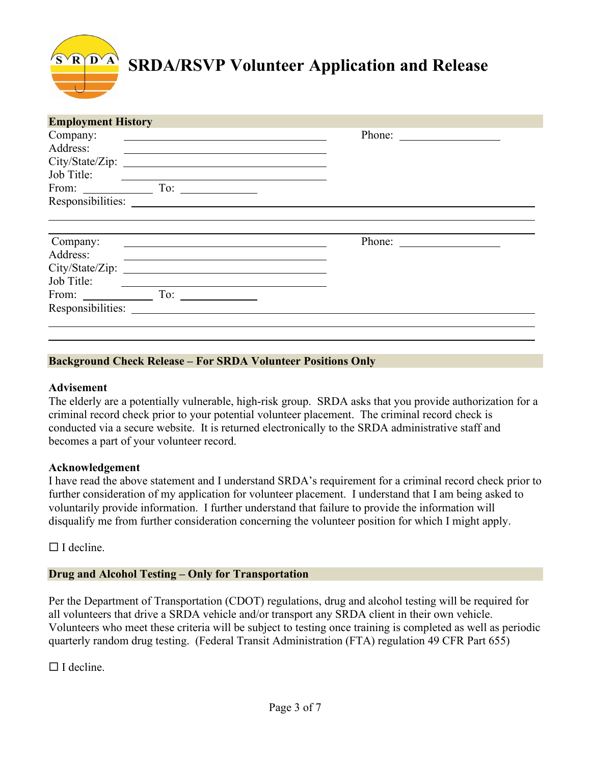# SRDA/RSVP Volunteer Application and Release

## Employment History

Company: ______________________________ Phone: ______________

Address: ______________________________

City/State/Zip: ______________________________

Job Title: ______________________________

From: __________ To: __________

Responsibilities: ____________________________________________________________

____________________________________________________________

____________________________________________________________

Company: ______________________________ Phone: ______________

Address: ______________________________

City/State/Zip: ______________________________

Job Title: ______________________________

From: __________ To: __________

Responsibilities: ____________________________________________________________

____________________________________________________________

____________________________________________________________

## Background Check Release – For SRDA Volunteer Positions Only

**Advisement**

The elderly are a potentially vulnerable, high-risk group. SRDA asks that you provide authorization for a criminal record check prior to your potential volunteer placement. The criminal record check is conducted via a secure website. It is returned electronically to the SRDA administrative staff and becomes a part of your volunteer record.

**Acknowledgement**

I have read the above statement and I understand SRDA's requirement for a criminal record check prior to further consideration of my application for volunteer placement. I understand that I am being asked to voluntarily provide information. I further understand that failure to provide the information will disqualify me from further consideration concerning the volunteer position for which I might apply.

☐ I decline.

## Drug and Alcohol Testing – Only for Transportation

Per the Department of Transportation (CDOT) regulations, drug and alcohol testing will be required for all volunteers that drive a SRDA vehicle and/or transport any SRDA client in their own vehicle. Volunteers who meet these criteria will be subject to testing once training is completed as well as periodic quarterly random drug testing. (Federal Transit Administration (FTA) regulation 49 CFR Part 655)

☐ I decline.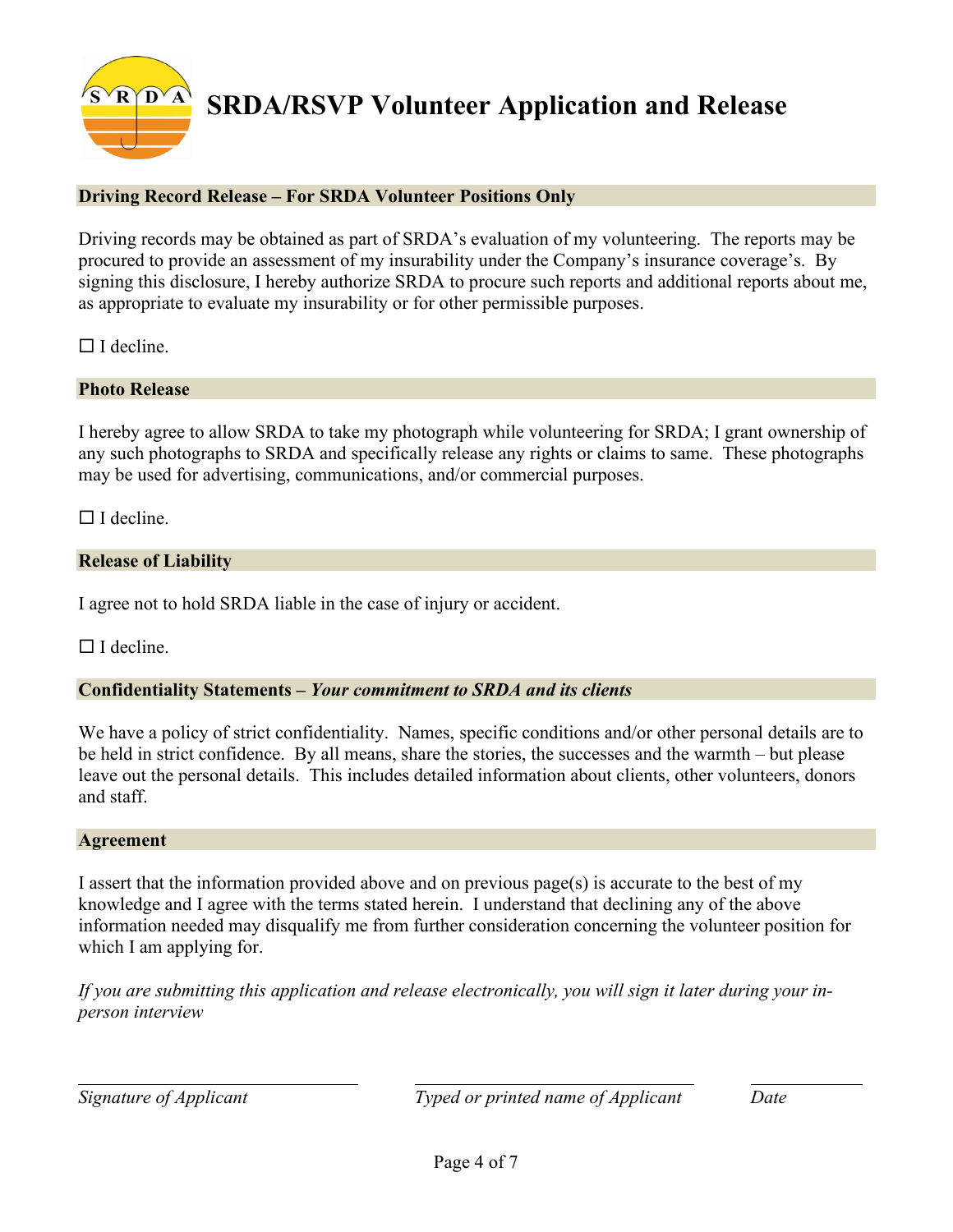# SRDA/RSVP Volunteer Application and Release

**Driving Record Release – For SRDA Volunteer Positions Only**

Driving records may be obtained as part of SRDA's evaluation of my volunteering. The reports may be procured to provide an assessment of my insurability under the Company's insurance coverage's. By signing this disclosure, I hereby authorize SRDA to procure such reports and additional reports about me, as appropriate to evaluate my insurability or for other permissible purposes.

☐ I decline.

**Photo Release**

I hereby agree to allow SRDA to take my photograph while volunteering for SRDA; I grant ownership of any such photographs to SRDA and specifically release any rights or claims to same. These photographs may be used for advertising, communications, and/or commercial purposes.

☐ I decline.

**Release of Liability**

I agree not to hold SRDA liable in the case of injury or accident.

☐ I decline.

**Confidentiality Statements – *Your commitment to SRDA and its clients***

We have a policy of strict confidentiality. Names, specific conditions and/or other personal details are to be held in strict confidence. By all means, share the stories, the successes and the warmth – but please leave out the personal details. This includes detailed information about clients, other volunteers, donors and staff.

**Agreement**

I assert that the information provided above and on previous page(s) is accurate to the best of my knowledge and I agree with the terms stated herein. I understand that declining any of the above information needed may disqualify me from further consideration concerning the volunteer position for which I am applying for.

*If you are submitting this application and release electronically, you will sign it later during your in-person interview*

| ______________________ | ______________________ | __________ |
|---|---|---|
| *Signature of Applicant* | *Typed or printed name of Applicant* | *Date* |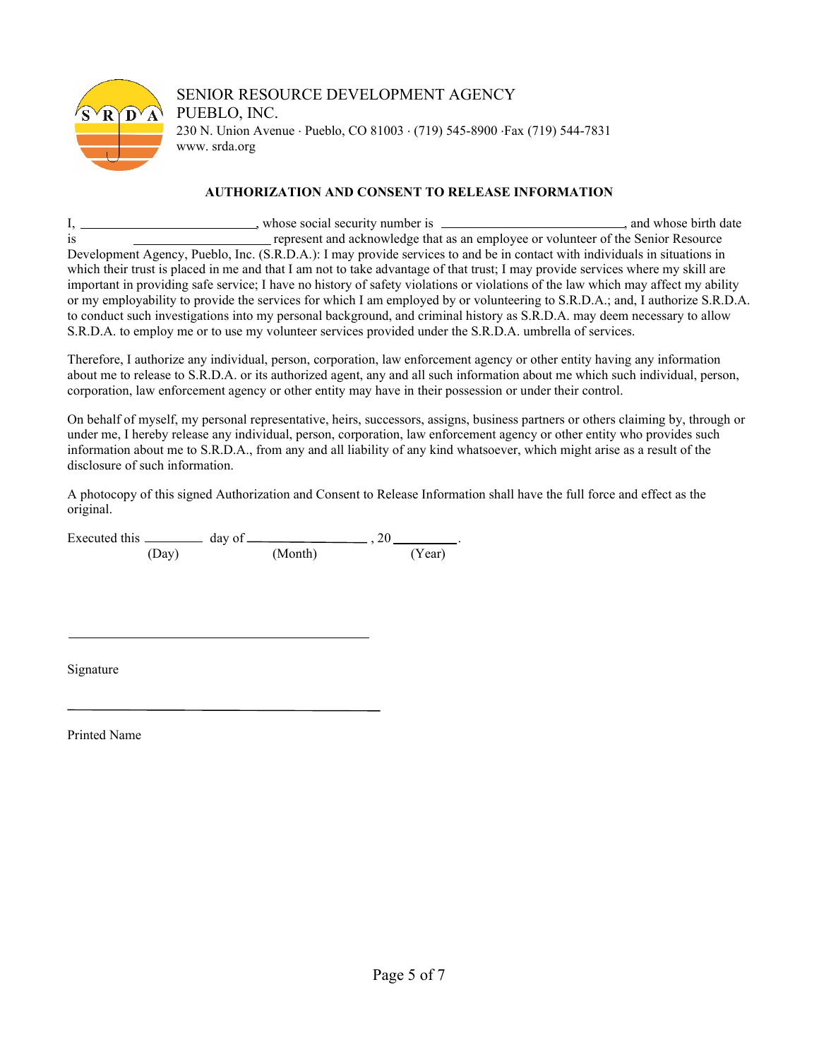SENIOR RESOURCE DEVELOPMENT AGENCY
PUEBLO, INC.
230 N. Union Avenue · Pueblo, CO 81003 · (719) 545-8900 ·Fax (719) 544-7831
www. srda.org

**AUTHORIZATION AND CONSENT TO RELEASE INFORMATION**

I, ___________________________, whose social security number is ____________________________, and whose birth date is _____________________ represent and acknowledge that as an employee or volunteer of the Senior Resource Development Agency, Pueblo, Inc. (S.R.D.A.): I may provide services to and be in contact with individuals in situations in which their trust is placed in me and that I am not to take advantage of that trust; I may provide services where my skill are important in providing safe service; I have no history of safety violations or violations of the law which may affect my ability or my employability to provide the services for which I am employed by or volunteering to S.R.D.A.; and, I authorize S.R.D.A. to conduct such investigations into my personal background, and criminal history as S.R.D.A. may deem necessary to allow S.R.D.A. to employ me or to use my volunteer services provided under the S.R.D.A. umbrella of services.

Therefore, I authorize any individual, person, corporation, law enforcement agency or other entity having any information about me to release to S.R.D.A. or its authorized agent, any and all such information about me which such individual, person, corporation, law enforcement agency or other entity may have in their possession or under their control.

On behalf of myself, my personal representative, heirs, successors, assigns, business partners or others claiming by, through or under me, I hereby release any individual, person, corporation, law enforcement agency or other entity who provides such information about me to S.R.D.A., from any and all liability of any kind whatsoever, which might arise as a result of the disclosure of such information.

A photocopy of this signed Authorization and Consent to Release Information shall have the full force and effect as the original.

Executed this _________ day of _________________ , 20 _________.
(Day) (Month) (Year)

_____________________________________________

Signature

_____________________________________________

Printed Name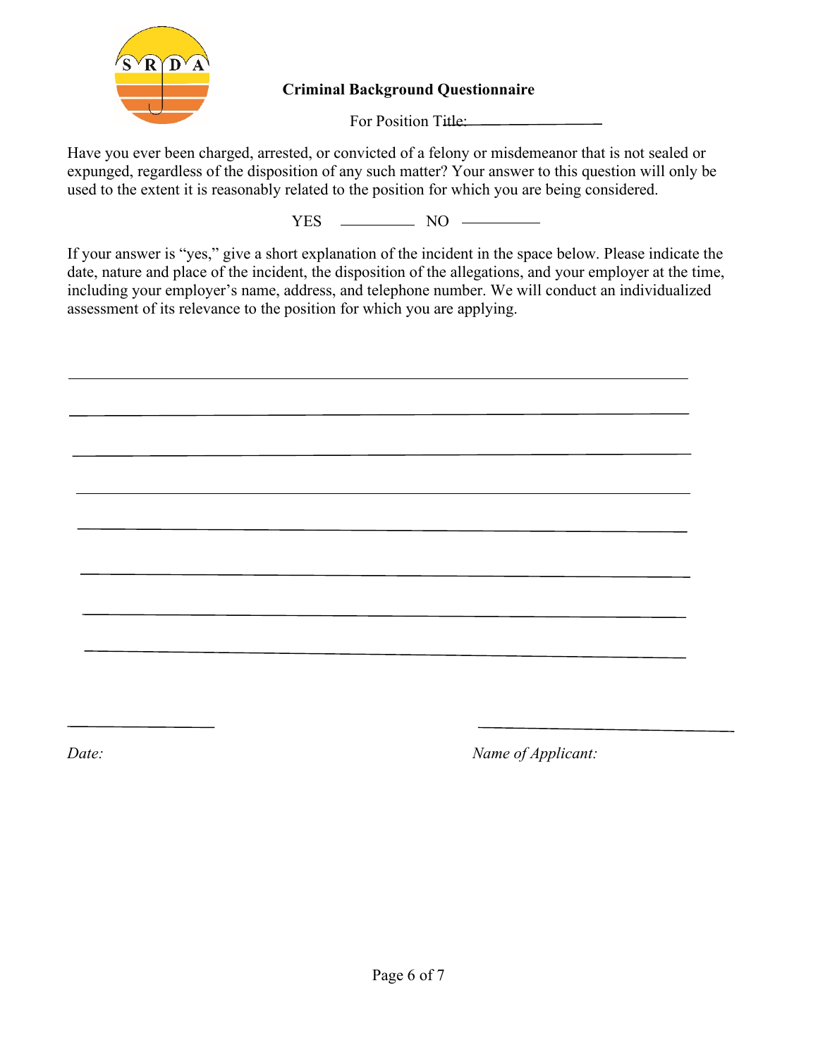**Criminal Background Questionnaire**

For Position Title: ______________

Have you ever been charged, arrested, or convicted of a felony or misdemeanor that is not sealed or expunged, regardless of the disposition of any such matter? Your answer to this question will only be used to the extent it is reasonably related to the position for which you are being considered.

YES ________ NO ________

If your answer is "yes," give a short explanation of the incident in the space below. Please indicate the date, nature and place of the incident, the disposition of the allegations, and your employer at the time, including your employer's name, address, and telephone number. We will conduct an individualized assessment of its relevance to the position for which you are applying.

________________________________________________________________________

________________________________________________________________________

________________________________________________________________________

________________________________________________________________________

________________________________________________________________________

________________________________________________________________________

________________________________________________________________________

________________________________________________________________________

________________ ________________________

*Date:* *Name of Applicant:*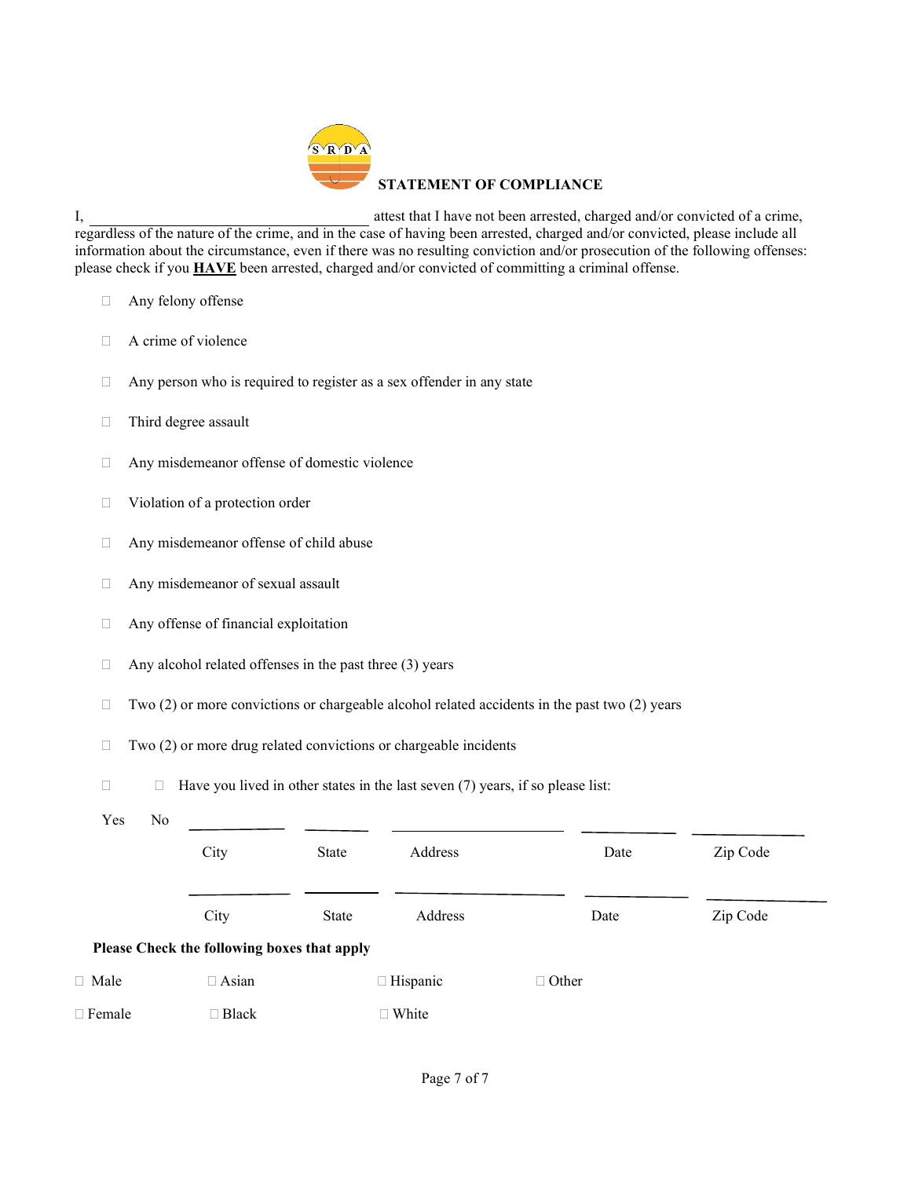## STATEMENT OF COMPLIANCE

I, \_\_\_\_\_\_\_\_\_\_\_\_\_\_\_\_\_\_\_\_\_\_\_\_\_\_\_\_\_\_\_\_\_\_\_\_ attest that I have not been arrested, charged and/or convicted of a crime, regardless of the nature of the crime, and in the case of having been arrested, charged and/or convicted, please include all information about the circumstance, even if there was no resulting conviction and/or prosecution of the following offenses: please check if you **HAVE** been arrested, charged and/or convicted of committing a criminal offense.

- ☐ Any felony offense
- ☐ A crime of violence
- ☐ Any person who is required to register as a sex offender in any state
- ☐ Third degree assault
- ☐ Any misdemeanor offense of domestic violence
- ☐ Violation of a protection order
- ☐ Any misdemeanor offense of child abuse
- ☐ Any misdemeanor of sexual assault
- ☐ Any offense of financial exploitation
- ☐ Any alcohol related offenses in the past three (3) years
- ☐ Two (2) or more convictions or chargeable alcohol related accidents in the past two (2) years
- ☐ Two (2) or more drug related convictions or chargeable incidents

☐ ☐ Have you lived in other states in the last seven (7) years, if so please list:

Yes No

| City | State | Address | Date | Zip Code |
|---|---|---|---|---|
| | | | | |
| | | | | |

**Please Check the following boxes that apply**

☐ Male ☐ Asian ☐ Hispanic ☐ Other

☐ Female ☐ Black ☐ White